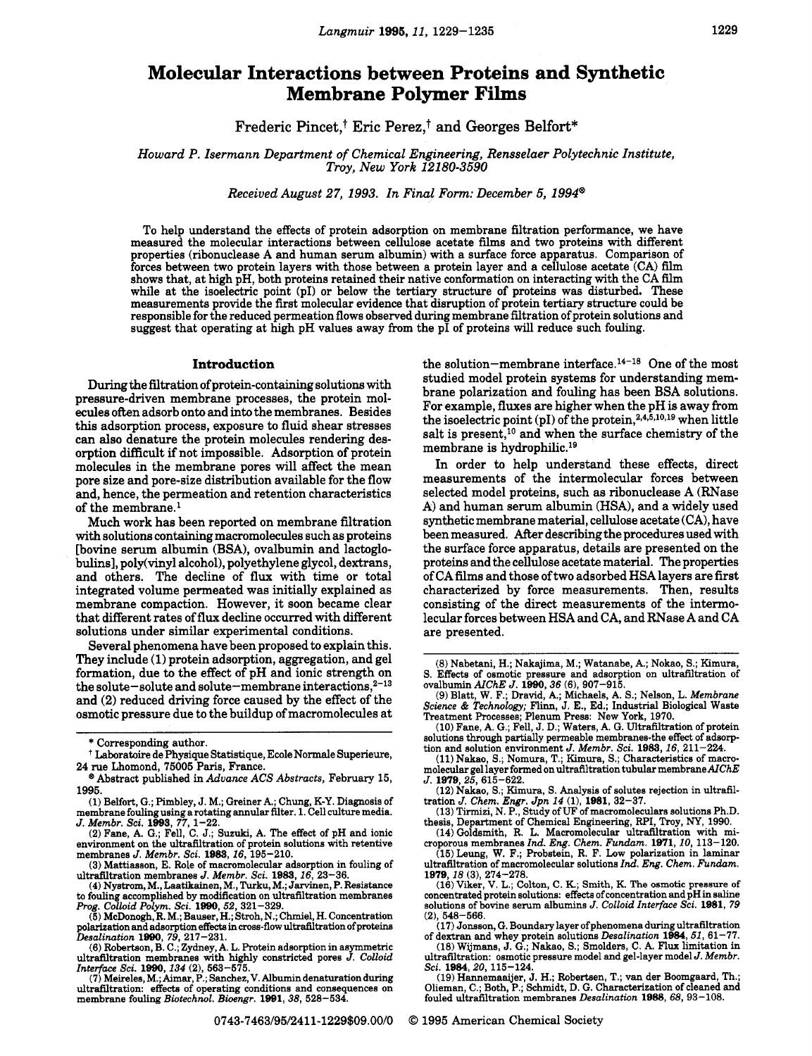# Molecular Interactions between Proteins and Synthetic Membrane Polymer Films

Frederic Pincet,[†] Eric Perez,[†] and Georges Belfort*

*Howard P. Isermann Department of Chemical Engineering, Rensselaer Polytechnic Institute, Troy, New York 12180-3590*

*Received August 27, 1993. In Final Form: December 5, 1994*[⊗]

To help understand the effects of protein adsorption on membrane filtration performance, we have measured the molecular interactions between cellulose acetate films and two proteins with different properties (ribonuclease A and human serum albumin) with a surface force apparatus. Comparison of forces between two protein layers with those between a protein layer and a cellulose acetate (CA) film shows that, at high pH, both proteins retained their native conformation on interacting with the CA film while at the isoelectric point (pI) or below the tertiary structure of proteins was disturbed. These measurements provide the first molecular evidence that disruption of protein tertiary structure could be responsible for the reduced permeation flows observed during membrane filtration of protein solutions and suggest that operating at high pH values away from the pI of proteins will reduce such fouling.

## Introduction

During the filtration of protein-containing solutions with pressure-driven membrane processes, the protein molecules often adsorb onto and into the membranes. Besides this adsorption process, exposure to fluid shear stresses can also denature the protein molecules rendering desorption difficult if not impossible. Adsorption of protein molecules in the membrane pores will affect the mean pore size and pore-size distribution available for the flow and, hence, the permeation and retention characteristics of the membrane.[1]

Much work has been reported on membrane filtration with solutions containing macromolecules such as proteins [bovine serum albumin (BSA), ovalbumin and lactoglobulins], poly(vinyl alcohol), polyethylene glycol, dextrans, and others. The decline of flux with time or total integrated volume permeated was initially explained as membrane compaction. However, it soon became clear that different rates of flux decline occurred with different solutions under similar experimental conditions.

Several phenomena have been proposed to explain this. They include (1) protein adsorption, aggregation, and gel formation, due to the effect of pH and ionic strength on the solute–solute and solute–membrane interactions,[2-13] and (2) reduced driving force caused by the effect of the osmotic pressure due to the buildup of macromolecules at the solution–membrane interface.[14-18] One of the most studied model protein systems for understanding membrane polarization and fouling has been BSA solutions. For example, fluxes are higher when the pH is away from the isoelectric point (pI) of the protein,[2,4,5,10,19] when little salt is present,[10] and when the surface chemistry of the membrane is hydrophilic.[19]

In order to help understand these effects, direct measurements of the intermolecular forces between selected model proteins, such as ribonuclease A (RNase A) and human serum albumin (HSA), and a widely used synthetic membrane material, cellulose acetate (CA), have been measured. After describing the procedures used with the surface force apparatus, details are presented on the proteins and the cellulose acetate material. The properties of CA films and those of two adsorbed HSA layers are first characterized by force measurements. Then, results consisting of the direct measurements of the intermolecular forces between HSA and CA, and RNase A and CA are presented.

---

\* Corresponding author.

† Laboratoire de Physique Statistique, Ecole Normale Superieure, 24 rue Lhomond, 75005 Paris, France.

⊗ Abstract published in *Advance ACS Abstracts,* February 15, 1995.

(1) Belfort, G.; Pimbley, J. M.; Greiner A.; Chung, K-Y. Diagnosis of membrane fouling using a rotating annular filter. 1. Cell culture media. *J. Membr. Sci.* **1993**, *77*, 1–22.

(2) Fane, A. G.; Fell, C. J.; Suzuki, A. The effect of pH and ionic environment on the ultrafiltration of protein solutions with retentive membranes *J. Membr. Sci.* **1983**, *16*, 195–210.

(3) Mattiasson, E. Role of macromolecular adsorption in fouling of ultrafiltration membranes *J. Membr. Sci.* **1983**, *16*, 23–36.

(4) Nystrom, M.; Laatikainen, M.; Turku, M.; Jarvinen, P. Resistance to fouling accomplished by modification on ultrafiltration membranes *Prog. Colloid Polym. Sci.* **1990**, *52*, 321–329.

(5) McDonogh, R. M.; Bauser, H.; Stroh, N.; Chmiel, H. Concentration polarization and adsorption effects in cross-flow ultrafiltration of proteins *Desalination* **1990**, *79*, 217–231.

(6) Robertson, B. C.; Zydney, A. L. Protein adsorption in asymmetric ultrafiltration membranes with highly constricted pores *J. Colloid Interface Sci.* **1990**, *134* (2), 563–575.

(7) Meireles, M.; Aimar, P.; Sanchez, V. Albumin denaturation during ultrafiltration: effects of operating conditions and consequences on membrane fouling *Biotechnol. Bioengr.* **1991**, *38*, 528–534.

(8) Nabetani, H.; Nakajima, M.; Watanabe, A.; Nokao, S.; Kimura, S. Effects of osmotic pressure and adsorption on ultrafiltration of ovalbumin *AIChE J.* **1990**, *36* (6), 907–915.

(9) Blatt, W. F.; Dravid, A.; Michaels, A. S.; Nelson, L. *Membrane Science & Technology;* Flinn, J. E., Ed.; Industrial Biological Waste Treatment Processes; Plenum Press: New York, 1970.

(10) Fane, A. G.; Fell, J. D.; Waters, A. G. Ultrafiltration of protein solutions through partially permeable membranes-the effect of adsorption and solution environment *J. Membr. Sci.* **1983**, *16*, 211–224.

(11) Nakao, S.; Nomura, T.; Kimura, S.; Characteristics of macromolecular gel layer formed on ultrafiltration tubular membrane *AIChE J.* **1979**, *25*, 615–622.

(12) Nakao, S.; Kimura, S. Analysis of solutes rejection in ultrafiltration *J. Chem. Engr. Jpn 14* (1), **1981**, 32–37.

(13) Tirmizi, N. P., Study of UF of macromoleculars solutions Ph.D. thesis, Department of Chemical Engineering, RPI, Troy, NY, 1990.

(14) Goldsmith, R. L. Macromolecular ultrafiltration with microporous membranes *Ind. Eng. Chem. Fundam.* **1971**, *10*, 113–120.

(15) Leung, W. F.; Probstein, R. F. Low polarization in laminar ultrafiltration of macromolecular solutions *Ind. Eng. Chem. Fundam.* **1979**, *18* (3), 274–278.

(16) Viker, V. L.; Colton, C. K.; Smith, K. The osmotic pressure of concentrated protein solutions: effects of concentration and pH in saline solutions of bovine serum albumins *J. Colloid Interface Sci.* **1981**, *79* (2), 548–566.

(17) Jonsson, G. Boundary layer of phenomena during ultrafiltration of dextran and whey protein solutions *Desalination* **1984**, *51*, 61–77.

(18) Wijmans, J. G.; Nakao, S.; Smolders, C. A. Flux limitation in ultrafiltration: osmotic pressure model and gel-layer model *J. Membr. Sci.* **1984**, *20*, 115–124.

(19) Hannemaaijer, J. H.; Robertsen, T.; van der Boomgaard, Th.; Olieman, C.; Both, P.; Schmidt, D. G. Characterization of cleaned and fouled ultrafiltration membranes *Desalination* **1988**, *68*, 93–108.

0743-7463/95/2411-1229$09.00/0 © 1995 American Chemical Society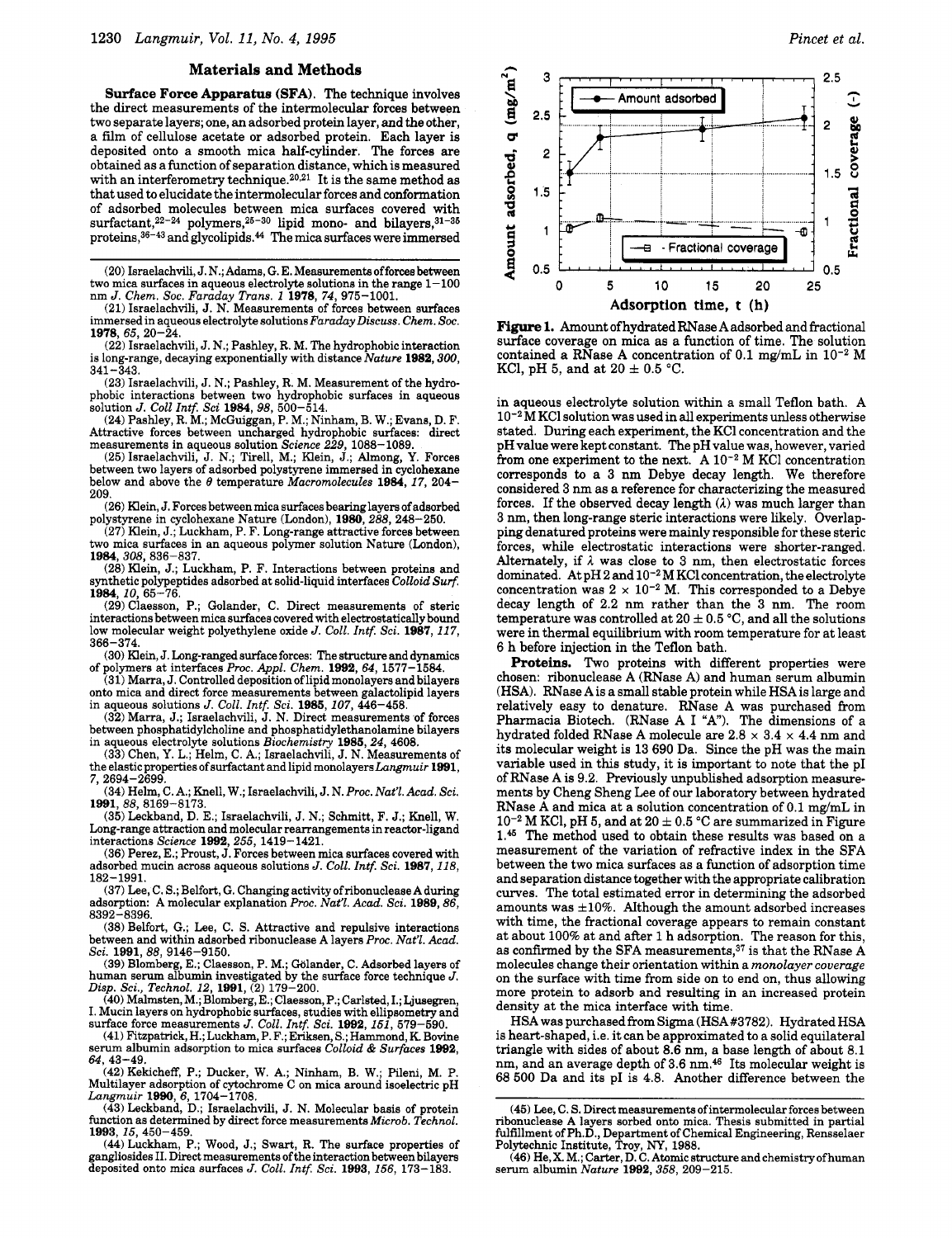## Materials and Methods

**Surface Force Apparatus (SFA).** The technique involves the direct measurements of the intermolecular forces between two separate layers; one, an adsorbed protein layer, and the other, a film of cellulose acetate or adsorbed protein. Each layer is deposited onto a smooth mica half-cylinder. The forces are obtained as a function of separation distance, which is measured with an interferometry technique.[20,21] It is the same method as that used to elucidate the intermolecular forces and conformation of adsorbed molecules between mica surfaces covered with surfactant,[22-24] polymers,[25-30] lipid mono- and bilayers,[31-35] proteins,[36-43] and glycolipids.[44] The mica surfaces were immersed in aqueous electrolyte solution within a small Teflon bath. A $10^{-2}$ M KCl solution was used in all experiments unless otherwise stated. During each experiment, the KCl concentration and the pH value were kept constant. The pH value was, however, varied from one experiment to the next. A $10^{-2}$ M KCl concentration corresponds to a 3 nm Debye decay length. We therefore considered 3 nm as a reference for characterizing the measured forces. If the observed decay length ($\lambda$) was much larger than 3 nm, then long-range steric interactions were likely. Overlapping denatured proteins were mainly responsible for these steric forces, while electrostatic interactions were shorter-ranged. Alternately, if $\lambda$ was close to 3 nm, then electrostatic forces dominated. At pH 2 and $10^{-2}$ M KCl concentration, the electrolyte concentration was $2 \times 10^{-2}$ M. This corresponded to a Debye decay length of 2.2 nm rather than the 3 nm. The room temperature was controlled at $20 \pm 0.5$ °C, and all the solutions were in thermal equilibrium with room temperature for at least 6 h before injection in the Teflon bath.

**Proteins.** Two proteins with different properties were chosen: ribonuclease A (RNase A) and human serum albumin (HSA). RNase A is a small stable protein while HSA is large and relatively easy to denature. RNase A was purchased from Pharmacia Biotech. (RNase A I "A"). The dimensions of a hydrated folded RNase A molecule are $2.8 \times 3.4 \times 4.4$ nm and its molecular weight is 13 690 Da. Since the pH was the main variable used in this study, it is important to note that the pI of RNase A is 9.2. Previously unpublished adsorption measurements by Cheng Sheng Lee of our laboratory between hydrated RNase A and mica at a solution concentration of 0.1 mg/mL in $10^{-2}$ M KCl, pH 5, and at $20 \pm 0.5$ °C are summarized in Figure 1.[45] The method used to obtain these results was based on a measurement of the variation of refractive index in the SFA between the two mica surfaces as a function of adsorption time and separation distance together with the appropriate calibration curves. The total estimated error in determining the adsorbed amounts was ±10%. Although the amount adsorbed increases with time, the fractional coverage appears to remain constant at about 100% at and after 1 h adsorption. The reason for this, as confirmed by the SFA measurements,[37] is that the RNase A molecules change their orientation within a *monolayer coverage* on the surface with time from side on to end on, thus allowing more protein to adsorb and resulting in an increased protein density at the mica interface with time.

**Figure 1.** Amount of hydrated RNase A adsorbed and fractional surface coverage on mica as a function of time. The solution contained a RNase A concentration of 0.1 mg/mL in $10^{-2}$ M KCl, pH 5, and at $20 \pm 0.5$ °C.

HSA was purchased from Sigma (HSA #3782). Hydrated HSA is heart-shaped, i.e. it can be approximated to a solid equilateral triangle with sides of about 8.6 nm, a base length of about 8.1 nm, and an average depth of 3.6 nm.[46] Its molecular weight is 68 500 Da and its pI is 4.8. Another difference between the

(20) Israelachvili, J. N.; Adams, G. E. Measurements of forces between two mica surfaces in aqueous electrolyte solutions in the range 1–100 nm *J. Chem. Soc. Faraday Trans. 1* **1978**, *74*, 975–1001.

(21) Israelachvili, J. N. Measurements of forces between surfaces immersed in aqueous electrolyte solutions *Faraday Discuss. Chem. Soc.* **1978**, *65*, 20–24.

(22) Israelachvili, J. N.; Pashley, R. M. The hydrophobic interaction is long-range, decaying exponentially with distance *Nature* **1982**, *300*, 341–343.

(23) Israelachvili, J. N.; Pashley, R. M. Measurement of the hydrophobic interactions between two hydrophobic surfaces in aqueous solution *J. Coll Intf. Sci* **1984**, *98*, 500–514.

(24) Pashley, R. M.; McGuiggan, P. M.; Ninham, B. W.; Evans, D. F. Attractive forces between uncharged hydrophobic surfaces: direct measurements in aqueous solution *Science 229*, 1088–1089.

(25) Israelachvili, J. N.; Tirell, M.; Klein, J.; Almong, Y. Forces between two layers of adsorbed polystyrene immersed in cyclohexane below and above the $\theta$ temperature *Macromolecules* **1984**, *17*, 204–209.

(26) Klein, J. Forces between mica surfaces bearing layers of adsorbed polystyrene in cyclohexane Nature (London), **1980**, *288*, 248–250.

(27) Klein, J.; Luckham, P. F. Long-range attractive forces between two mica surfaces in an aqueous polymer solution Nature (London), **1984**, *308*, 836–837.

(28) Klein, J.; Luckham, P. F. Interactions between proteins and synthetic polypeptides adsorbed at solid-liquid interfaces *Colloid Surf.* **1984**, *10*, 65–76.

(29) Claesson, P.; Golander, C. Direct measurements of steric interactions between mica surfaces covered with electrostatically bound low molecular weight polyethylene oxide *J. Coll. Intf. Sci.* **1987**, *117*, 366–374.

(30) Klein, J. Long-ranged surface forces: The structure and dynamics of polymers at interfaces *Proc. Appl. Chem.* **1992**, *64*, 1577–1584.

(31) Marra, J. Controlled deposition of lipid monolayers and bilayers onto mica and direct force measurements between galactolipid layers in aqueous solutions *J. Coll. Intf. Sci.* **1985**, *107*, 446–458.

(32) Marra, J.; Israelachvili, J. N. Direct measurements of forces between phosphatidylcholine and phosphatidylethanolamine bilayers in aqueous electrolyte solutions *Biochemistry* **1985**, *24*, 4608.

(33) Chen, Y. L.; Helm, C. A.; Israelachvili, J. N. Measurements of the elastic properties of surfactant and lipid monolayers *Langmuir* **1991**, *7*, 2694–2699.

(34) Helm, C. A.; Knell, W.; Israelachvili, J. N. *Proc. Nat'l. Acad. Sci.* **1991**, *88*, 8169–8173.

(35) Leckband, D. E.; Israelachvili, J. N.; Schmitt, F. J.; Knell, W. Long-range attraction and molecular rearrangements in reactor-ligand interactions *Science* **1992**, *255*, 1419–1421.

(36) Perez, E.; Proust, J. Forces between mica surfaces covered with adsorbed mucin across aqueous solutions *J. Coll. Intf. Sci.* **1987**, *118*, 182–1991.

(37) Lee, C. S.; Belfort, G. Changing activity of ribonuclease A during adsorption: A molecular explanation *Proc. Nat'l. Acad. Sci.* **1989**, *86*, 8392–8396.

(38) Belfort, G.; Lee, C. S. Attractive and repulsive interactions between and within adsorbed ribonuclease A layers *Proc. Nat'l. Acad. Sci.* **1991**, *88*, 9146–9150.

(39) Blomberg, E.; Claesson, P. M.; Gölander, C. Adsorbed layers of human serum albumin investigated by the surface force technique *J. Disp. Sci., Technol. 12*, **1991**, (2) 179–200.

(40) Malmsten, M.; Blomberg, E.; Claesson, P.; Carlsted, I.; Ljusegren, I. Mucin layers on hydrophobic surfaces, studies with ellipsometry and surface force measurements *J. Coll. Intf. Sci.* **1992**, *151*, 579–590.

(41) Fitzpatrick, H.; Luckham, P. F.; Eriksen, S.; Hammond, K. Bovine serum albumin adsorption to mica surfaces *Colloid & Surfaces* **1992**, *64*, 43–49.

(42) Kekicheff, P.; Ducker, W. A.; Ninham, B. W.; Pileni, M. P. Multilayer adsorption of cytochrome C on mica around isoelectric pH *Langmuir* **1990**, *6*, 1704–1708.

(43) Leckband, D.; Israelachvili, J. N. Molecular basis of protein function as determined by direct force measurements *Microb. Technol.* **1993**, *15*, 450–459.

(44) Luckham, P.; Wood, J.; Swart, R. The surface properties of gangliosides II. Direct measurements of the interaction between bilayers deposited onto mica surfaces *J. Coll. Intf. Sci.* **1993**, *156*, 173–183.

(45) Lee, C. S. Direct measurements of intermolecular forces between ribonuclease A layers sorbed onto mica. Thesis submitted in partial fulfillment of Ph.D., Department of Chemical Engineering, Rensselaer Polytechnic Institute, Troy, NY, 1988.

(46) He, X. M.; Carter, D. C. Atomic structure and chemistry of human serum albumin *Nature* **1992**, *358*, 209–215.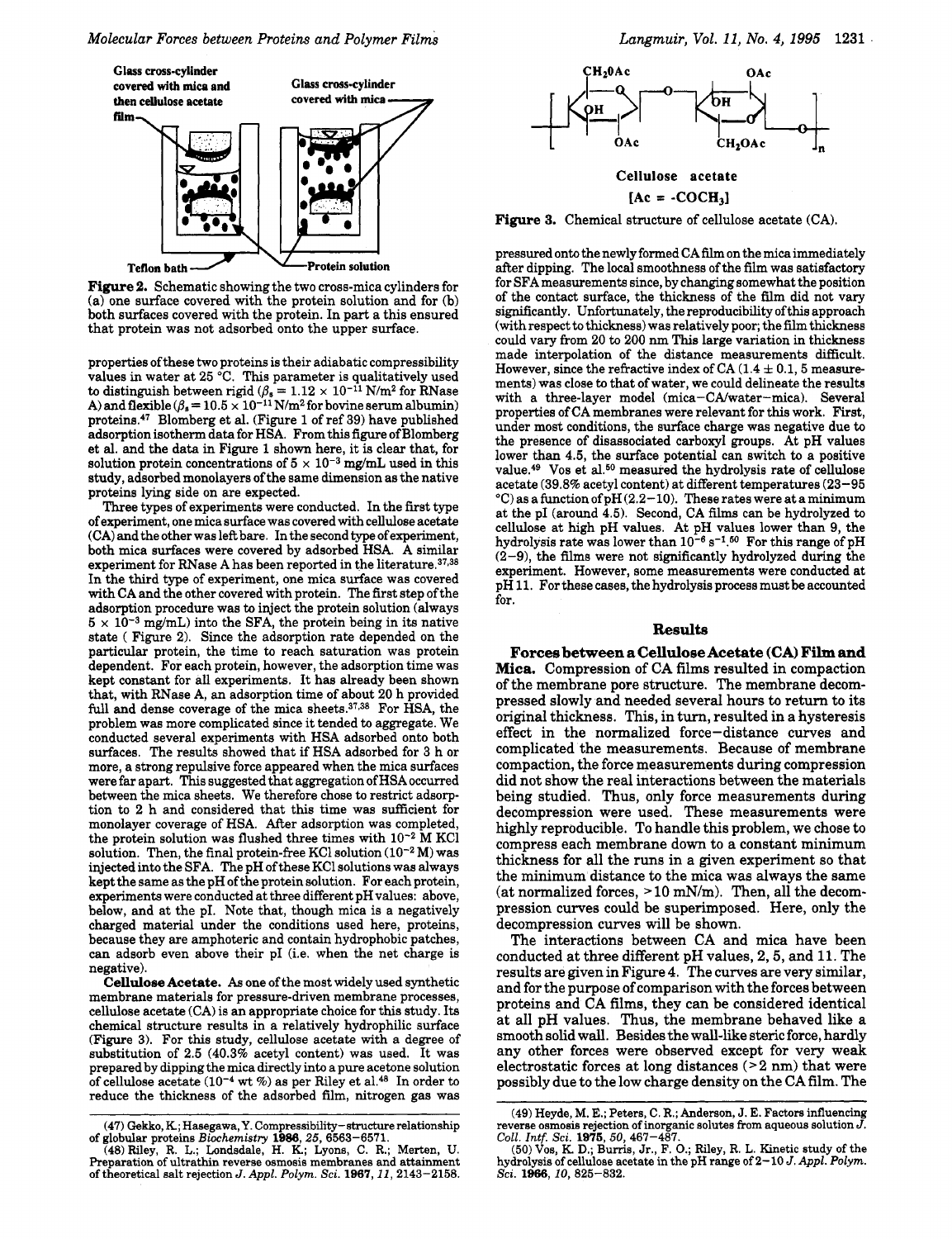Glass cross-cylinder covered with mica and then cellulose acetate film

Glass cross-cylinder covered with mica

Teflon bath

Protein solution

**Figure 2.** Schematic showing the two cross-mica cylinders for (a) one surface covered with the protein solution and for (b) both surfaces covered with the protein. In part a this ensured that protein was not adsorbed onto the upper surface.

properties of these two proteins is their adiabatic compressibility values in water at 25 °C. This parameter is qualitatively used to distinguish between rigid ($\beta_s = 1.12 \times 10^{-11}$ N/m² for RNase A) and flexible ($\beta_s = 10.5 \times 10^{-11}$ N/m² for bovine serum albumin) proteins.[47] Blomberg et al. (Figure 1 of ref 39) have published adsorption isotherm data for HSA. From this figure of Blomberg et al. and the data in Figure 1 shown here, it is clear that, for solution protein concentrations of $5 \times 10^{-3}$ mg/mL used in this study, adsorbed monolayers of the same dimension as the native proteins lying side on are expected.

Three types of experiments were conducted. In the first type of experiment, one mica surface was covered with cellulose acetate (CA) and the other was left bare. In the second type of experiment, both mica surfaces were covered by adsorbed HSA. A similar experiment for RNase A has been reported in the literature.[37,38] In the third type of experiment, one mica surface was covered with CA and the other covered with protein. The first step of the adsorption procedure was to inject the protein solution (always $5 \times 10^{-3}$ mg/mL) into the SFA, the protein being in its native state ( Figure 2). Since the adsorption rate depended on the particular protein, the time to reach saturation was protein dependent. For each protein, however, the adsorption time was kept constant for all experiments. It has already been shown that, with RNase A, an adsorption time of about 20 h provided full and dense coverage of the mica sheets.[37,38] For HSA, the problem was more complicated since it tended to aggregate. We conducted several experiments with HSA adsorbed onto both surfaces. The results showed that if HSA adsorbed for 3 h or more, a strong repulsive force appeared when the mica surfaces were far apart. This suggested that aggregation of HSA occurred between the mica sheets. We therefore chose to restrict adsorption to 2 h and considered that this time was sufficient for monolayer coverage of HSA. After adsorption was completed, the protein solution was flushed three times with $10^{-2}$ M KCl solution. Then, the final protein-free KCl solution ($10^{-2}$ M) was injected into the SFA. The pH of these KCl solutions was always kept the same as the pH of the protein solution. For each protein, experiments were conducted at three different pH values: above, below, and at the pI. Note that, though mica is a negatively charged material under the conditions used here, proteins, because they are amphoteric and contain hydrophobic patches, can adsorb even above their pI (i.e. when the net charge is negative).

**Cellulose Acetate.** As one of the most widely used synthetic membrane materials for pressure-driven membrane processes, cellulose acetate (CA) is an appropriate choice for this study. Its chemical structure results in a relatively hydrophilic surface (Figure 3). For this study, cellulose acetate with a degree of substitution of 2.5 (40.3% acetyl content) was used. It was prepared by dipping the mica directly into a pure acetone solution of cellulose acetate ($10^{-4}$ wt %) as per Riley et al.[48] In order to reduce the thickness of the adsorbed film, nitrogen gas was

Cellulose acetate

[Ac = -COCH₃]

**Figure 3.** Chemical structure of cellulose acetate (CA).

pressured onto the newly formed CA film on the mica immediately after dipping. The local smoothness of the film was satisfactory for SFA measurements since, by changing somewhat the position of the contact surface, the thickness of the film did not vary significantly. Unfortunately, the reproducibility of this approach (with respect to thickness) was relatively poor; the film thickness could vary from 20 to 200 nm This large variation in thickness made interpolation of the distance measurements difficult. However, since the refractive index of CA (1.4 ± 0.1, 5 measurements) was close to that of water, we could delineate the results with a three-layer model (mica–CA/water–mica). Several properties of CA membranes were relevant for this work. First, under most conditions, the surface charge was negative due to the presence of disassociated carboxyl groups. At pH values lower than 4.5, the surface potential can switch to a positive value.[49] Vos et al.[50] measured the hydrolysis rate of cellulose acetate (39.8% acetyl content) at different temperatures (23–95 °C) as a function of pH (2.2–10). These rates were at a minimum at the pI (around 4.5). Second, CA films can be hydrolyzed to cellulose at high pH values. At pH values lower than 9, the hydrolysis rate was lower than $10^{-6}$ s$^{-1}$.[50] For this range of pH (2–9), the films were not significantly hydrolyzed during the experiment. However, some measurements were conducted at pH 11. For these cases, the hydrolysis process must be accounted for.

## Results

**Forces between a Cellulose Acetate (CA) Film and Mica.** Compression of CA films resulted in compaction of the membrane pore structure. The membrane decompressed slowly and needed several hours to return to its original thickness. This, in turn, resulted in a hysteresis effect in the normalized force–distance curves and complicated the measurements. Because of membrane compaction, the force measurements during compression did not show the real interactions between the materials being studied. Thus, only force measurements during decompression were used. These measurements were highly reproducible. To handle this problem, we chose to compress each membrane down to a constant minimum thickness for all the runs in a given experiment so that the minimum distance to the mica was always the same (at normalized forces, >10 mN/m). Then, all the decompression curves could be superimposed. Here, only the decompression curves will be shown.

The interactions between CA and mica have been conducted at three different pH values, 2, 5, and 11. The results are given in Figure 4. The curves are very similar, and for the purpose of comparison with the forces between proteins and CA films, they can be considered identical at all pH values. Thus, the membrane behaved like a smooth solid wall. Besides the wall-like steric force, hardly any other forces were observed except for very weak electrostatic forces at long distances (>2 nm) that were possibly due to the low charge density on the CA film. The

(47) Gekko, K.; Hasegawa, Y. Compressibility–structure relationship of globular proteins *Biochemistry* **1986**, *25*, 6563–6571.

(48) Riley, R. L.; Londsdale, H. K.; Lyons, C. R.; Merten, U. Preparation of ultrathin reverse osmosis membranes and attainment of theoretical salt rejection *J. Appl. Polym. Sci.* **1967**, *11*, 2143–2158.

(49) Heyde, M. E.; Peters, C. R.; Anderson, J. E. Factors influencing reverse osmosis rejection of inorganic solutes from aqueous solution *J. Coll. Intf. Sci.* **1975**, *50*, 467–487.

(50) Vos, K. D.; Burris, Jr., F. O.; Riley, R. L. Kinetic study of the hydrolysis of cellulose acetate in the pH range of 2–10 *J. Appl. Polym. Sci.* **1966**, *10*, 825–832.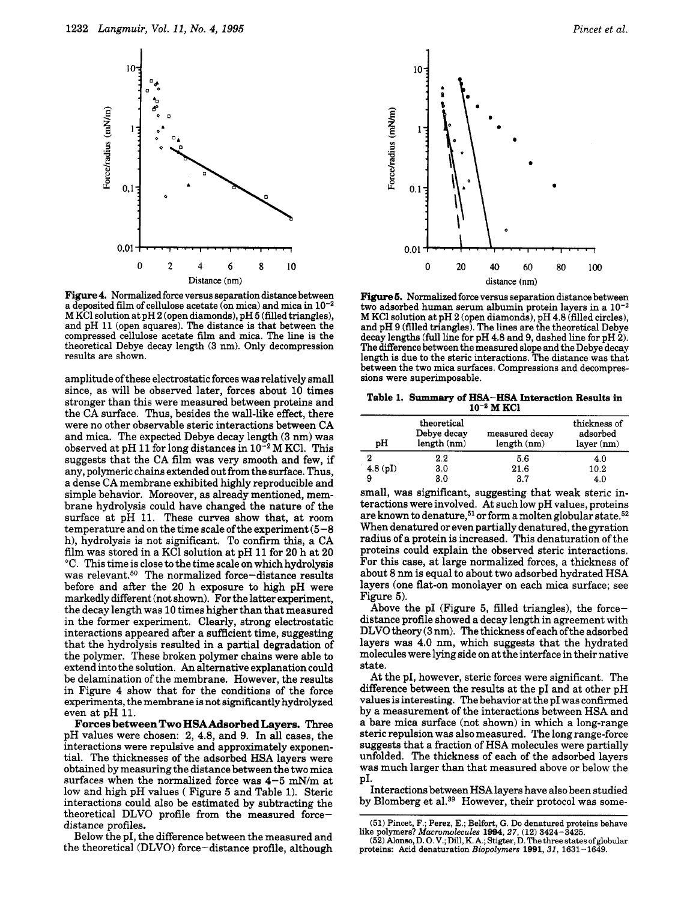**Figure 4.** Normalized force versus separation distance between a deposited film of cellulose acetate (on mica) and mica in $10^{-2}$ M KCl solution at pH 2 (open diamonds), pH 5 (filled triangles), and pH 11 (open squares). The distance is that between the compressed cellulose acetate film and mica. The line is the theoretical Debye decay length (3 nm). Only decompression results are shown.

**Figure 5.** Normalized force versus separation distance between two adsorbed human serum albumin protein layers in a $10^{-2}$ M KCl solution at pH 2 (open diamonds), pH 4.8 (filled circles), and pH 9 (filled triangles). The lines are the theoretical Debye decay lengths (full line for pH 4.8 and 9, dashed line for pH 2). The difference between the measured slope and the Debye decay length is due to the steric interactions. The distance was that between the two mica surfaces. Compressions and decompressions were superimposable.

amplitude of these electrostatic forces was relatively small since, as will be observed later, forces about 10 times stronger than this were measured between proteins and the CA surface. Thus, besides the wall-like effect, there were no other observable steric interactions between CA and mica. The expected Debye decay length (3 nm) was observed at pH 11 for long distances in $10^{-2}$ M KCl. This suggests that the CA film was very smooth and few, if any, polymeric chains extended out from the surface. Thus, a dense CA membrane exhibited highly reproducible and simple behavior. Moreover, as already mentioned, membrane hydrolysis could have changed the nature of the surface at pH 11. These curves show that, at room temperature and on the time scale of the experiment (5–8 h), hydrolysis is not significant. To confirm this, a CA film was stored in a KCl solution at pH 11 for 20 h at 20 °C. This time is close to the time scale on which hydrolysis was relevant.[50] The normalized force–distance results before and after the 20 h exposure to high pH were markedly different (not shown). For the latter experiment, the decay length was 10 times higher than that measured in the former experiment. Clearly, strong electrostatic interactions appeared after a sufficient time, suggesting that the hydrolysis resulted in a partial degradation of the polymer. These broken polymer chains were able to extend into the solution. An alternative explanation could be delamination of the membrane. However, the results in Figure 4 show that for the conditions of the force experiments, the membrane is not significantly hydrolyzed even at pH 11.

**Forces between Two HSA Adsorbed Layers.** Three pH values were chosen: 2, 4.8, and 9. In all cases, the interactions were repulsive and approximately exponential. The thicknesses of the adsorbed HSA layers were obtained by measuring the distance between the two mica surfaces when the normalized force was 4–5 mN/m at low and high pH values ( Figure 5 and Table 1). Steric interactions could also be estimated by subtracting the theoretical DLVO profile from the measured force–distance profiles.

Below the pI, the difference between the measured and the theoretical (DLVO) force–distance profile, although small, was significant, suggesting that weak steric interactions were involved. At such low pH values, proteins are known to denature,[51] or form a molten globular state.[52] When denatured or even partially denatured, the gyration radius of a protein is increased. This denaturation of the proteins could explain the observed steric interactions. For this case, at large normalized forces, a thickness of about 8 nm is equal to about two adsorbed hydrated HSA layers (one flat-on monolayer on each mica surface; see Figure 5).

**Table 1. Summary of HSA–HSA Interaction Results in $10^{-2}$ M KCl**

| pH | theoretical Debye decay length (nm) | measured decay length (nm) | thickness of adsorbed layer (nm) |
|---|---|---|---|
| 2 | 2.2 | 5.6 | 4.0 |
| 4.8 (pI) | 3.0 | 21.6 | 10.2 |
| 9 | 3.0 | 3.7 | 4.0 |

Above the pI (Figure 5, filled triangles), the force–distance profile showed a decay length in agreement with DLVO theory (3 nm). The thickness of each of the adsorbed layers was 4.0 nm, which suggests that the hydrated molecules were lying side on at the interface in their native state.

At the pI, however, steric forces were significant. The difference between the results at the pI and at other pH values is interesting. The behavior at the pI was confirmed by a measurement of the interactions between HSA and a bare mica surface (not shown) in which a long-range steric repulsion was also measured. The long range-force suggests that a fraction of HSA molecules were partially unfolded. The thickness of each of the adsorbed layers was much larger than that measured above or below the pI.

Interactions between HSA layers have also been studied by Blomberg et al.[39] However, their protocol was some-

(51) Pincet, F.; Perez, E.; Belfort, G. Do denatured proteins behave like polymers? *Macromolecules* **1994**, *27*, (12) 3424–3425.
(52) Alonso, D. O. V.; Dill, K. A.; Stigter, D. The three states of globular proteins: Acid denaturation *Biopolymers* **1991**, *31*, 1631–1649.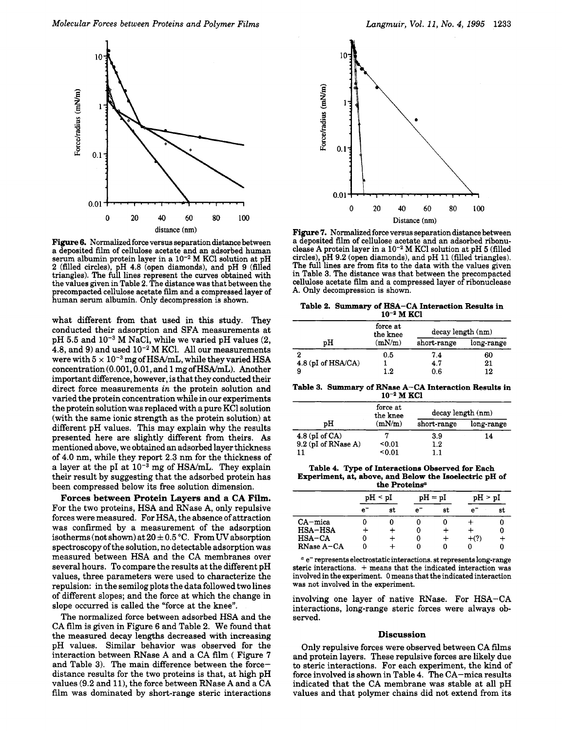**Figure 6.** Normalized force versus separation distance between a deposited film of cellulose acetate and an adsorbed human serum albumin protein layer in a $10^{-2}$ M KCl solution at pH 2 (filled circles), pH 4.8 (open diamonds), and pH 9 (filled triangles). The full lines represent the curves obtained with the values given in Table 2. The distance was that between the precompacted cellulose acetate film and a compressed layer of human serum albumin. Only decompression is shown.

what different from that used in this study. They conducted their adsorption and SFA measurements at pH 5.5 and $10^{-3}$ M NaCl, while we varied pH values (2, 4.8, and 9) and used $10^{-2}$ M KCl. All our measurements were with $5 \times 10^{-3}$ mg of HSA/mL, while they varied HSA concentration (0.001, 0.01, and 1 mg of HSA/mL). Another important difference, however, is that they conducted their direct force measurements *in* the protein solution and varied the protein concentration while in our experiments the protein solution was replaced with a pure KCl solution (with the same ionic strength as the protein solution) at different pH values. This may explain why the results presented here are slightly different from theirs. As mentioned above, we obtained an adsorbed layer thickness of 4.0 nm, while they report 2.3 nm for the thickness of a layer at the pI at $10^{-3}$ mg of HSA/mL. They explain their result by suggesting that the adsorbed protein has been compressed below its free solution dimension.

**Forces between Protein Layers and a CA Film.** For the two proteins, HSA and RNase A, only repulsive forces were measured. For HSA, the absence of attraction was confirmed by a measurement of the adsorption isotherms (not shown) at 20 ± 0.5 °C. From UV absorption spectroscopy of the solution, no detectable adsorption was measured between HSA and the CA membranes over several hours. To compare the results at the different pH values, three parameters were used to characterize the repulsion: in the semilog plots the data followed two lines of different slopes; and the force at which the change in slope occurred is called the "force at the knee".

The normalized force between adsorbed HSA and the CA film is given in Figure 6 and Table 2. We found that the measured decay lengths decreased with increasing pH values. Similar behavior was observed for the interaction between RNase A and a CA film ( Figure 7 and Table 3). The main difference between the force–distance results for the two proteins is that, at high pH values (9.2 and 11), the force between RNase A and a CA film was dominated by short-range steric interactions involving one layer of native RNase. For HSA–CA interactions, long-range steric forces were always observed.

**Figure 7.** Normalized force versus separation distance between a deposited film of cellulose acetate and an adsorbed ribonuclease A protein layer in a $10^{-2}$ M KCl solution at pH 5 (filled circles), pH 9.2 (open diamonds), and pH 11 (filled triangles). The full lines are from fits to the data with the values given in Table 3. The distance was that between the precompacted cellulose acetate film and a compressed layer of ribonuclease A. Only decompression is shown.

**Table 2. Summary of HSA–CA Interaction Results in $10^{-2}$ M KCl**

| pH | force at the knee (mN/m) | decay length (nm) | |
|---|---|---|---|
| | | short-range | long-range |
| 2 | 0.5 | 7.4 | 60 |
| 4.8 (pI of HSA/CA) | 1 | 4.7 | 21 |
| 9 | 1.2 | 0.6 | 12 |

**Table 3. Summary of RNase A–CA Interaction Results in $10^{-2}$ M KCl**

| pH | force at the knee (mN/m) | decay length (nm) | |
|---|---|---|---|
| | | short-range | long-range |
| 4.8 (pI of CA) | 7 | 3.9 | 14 |
| 9.2 (pI of RNase A) | <0.01 | 1.2 | |
| 11 | <0.01 | 1.1 | |

**Table 4. Type of Interactions Observed for Each Experiment, at, above, and Below the Isoelectric pH of the Proteins[a]**

| | pH < pI | | pH = pI | | pH > pI | |
|---|---|---|---|---|---|---|
| | e⁻ | st | e⁻ | st | e⁻ | st |
| CA–mica | 0 | 0 | 0 | 0 | + | 0 |
| HSA–HSA | + | + | 0 | + | + | 0 |
| HSA–CA | 0 | + | 0 | + | +(?) | + |
| RNase A–CA | 0 | + | 0 | 0 | 0 | 0 |

[a] e⁻ represents electrostatic interactions. st represents long-range steric interactions. + means that the indicated interaction was involved in the experiment. 0 means that the indicated interaction was not involved in the experiment.

## Discussion

Only repulsive forces were observed between CA films and protein layers. These repulsive forces are likely due to steric interactions. For each experiment, the kind of force involved is shown in Table 4. The CA–mica results indicated that the CA membrane was stable at all pH values and that polymer chains did not extend from its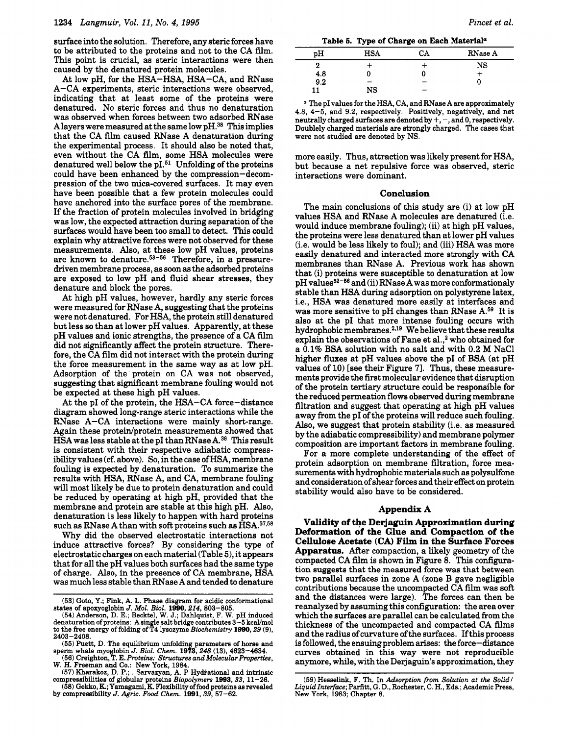surface into the solution. Therefore, any steric forces have to be attributed to the proteins and not to the CA film. This point is crucial, as steric interactions were then caused by the denatured protein molecules.

At low pH, for the HSA–HSA, HSA–CA, and RNase A–CA experiments, steric interactions were observed, indicating that at least some of the proteins were denatured. No steric forces and thus no denaturation was observed when forces between two adsorbed RNase A layers were measured at the same low pH.[38] This implies that the CA film caused RNase A denaturation during the experimental process. It should also be noted that, even without the CA film, some HSA molecules were denatured well below the pI.[51] Unfolding of the proteins could have been enhanced by the compression–decompression of the two mica-covered surfaces. It may even have been possible that a few protein molecules could have anchored into the surface pores of the membrane. If the fraction of protein molecules involved in bridging was low, the expected attraction during separation of the surfaces would have been too small to detect. This could explain why attractive forces were not observed for these measurements. Also, at these low pH values, proteins are known to denature.[53-56] Therefore, in a pressure-driven membrane process, as soon as the adsorbed proteins are exposed to low pH and fluid shear stresses, they denature and block the pores.

At high pH values, however, hardly any steric forces were measured for RNase A, suggesting that the proteins were not denatured. For HSA, the protein still denatured but less so than at lower pH values. Apparently, at these pH values and ionic strengths, the presence of a CA film did not significantly affect the protein structure. Therefore, the CA film did not interact with the protein during the force measurement in the same way as at low pH. Adsorption of the protein on CA was not observed, suggesting that significant membrane fouling would not be expected at these high pH values.

At the pI of the protein, the HSA–CA force–distance diagram showed long-range steric interactions while the RNase A–CA interactions were mainly short-range. Again these protein/protein measurements showed that HSA was less stable at the pI than RNase A.[38] This result is consistent with their respective adiabatic compressibility values (cf. above). So, in the case of HSA, membrane fouling is expected by denaturation. To summarize the results with HSA, RNase A, and CA, membrane fouling will most likely be due to protein denaturation and could be reduced by operating at high pH, provided that the membrane and protein are stable at this high pH. Also, denaturation is less likely to happen with hard proteins such as RNase A than with soft proteins such as HSA.[57,58]

Why did the observed electrostatic interactions not induce attractive forces? By considering the type of electrostatic charges on each material (Table 5), it appears that for all the pH values both surfaces had the same type of charge. Also, in the presence of CA membrane, HSA was much less stable than RNase A and tended to denature more easily. Thus, attraction was likely present for HSA, but because a net repulsive force was observed, steric interactions were dominant.

**Table 5. Type of Charge on Each Material**[a]

| pH | HSA | CA | RNase A |
|---|---|---|---|
| 2 | + | + | NS |
| 4.8 | 0 | 0 | + |
| 9.2 | − | − | 0 |
| 11 | NS | − | |

[a] The pI values for the HSA, CA, and RNase A are approximately 4.8, 4–5, and 9.2, respectively. Positively, negatively, and net neutrally charged surfaces are denoted by +, −, and 0, respectively. Doubly charged materials are strongly charged. The cases that were not studied are denoted by NS.

## Conclusion

The main conclusions of this study are (i) at low pH values HSA and RNase A molecules are denatured (i.e. would induce membrane fouling); (ii) at high pH values, the proteins were less denatured than at lower pH values (i.e. would be less likely to foul); and (iii) HSA was more easily denatured and interacted more strongly with CA membranes than RNase A. Previous work has shown that (i) proteins were susceptible to denaturation at low pH values[52-56] and (ii) RNase A was more conformationaly stable than HSA during adsorption on polystyrene latex, i.e., HSA was denatured more easily at interfaces and was more sensitive to pH changes than RNase A.[59] It is also at the pI that more intense fouling occurs with hydrophobic membranes.[2,19] We believe that these results explain the observations of Fane et al.,[2] who obtained for a 0.1% BSA solution with no salt and with 0.2 M NaCl higher fluxes at pH values above the pI of BSA (at pH values of 10) [see their Figure 7]. Thus, these measurements provide the first molecular evidence that disruption of the protein tertiary structure could be responsible for the reduced permeation flows observed during membrane filtration and suggest that operating at high pH values away from the pI of the proteins will reduce such fouling. Also, we suggest that protein stability (i.e. as measured by the adiabatic compressibility) and membrane polymer composition are important factors in membrane fouling.

For a more complete understanding of the effect of protein adsorption on membrane filtration, force measurements with hydrophobic materials such as polysulfone and consideration of shear forces and their effect on protein stability would also have to be considered.

## Appendix A

**Validity of the Derjaguin Approximation during Deformation of the Glue and Compaction of the Cellulose Acetate (CA) Film in the Surface Forces Apparatus.** After compaction, a likely geometry of the compacted CA film is shown in Figure 8. This configuration suggests that the measured force was that between two parallel surfaces in zone A (zone B gave negligible contributions because the uncompacted CA film was soft and the distances were large). The forces can then be reanalyzed by assuming this configuration: the area over which the surfaces are parallel can be calculated from the thickness of the uncompacted and compacted CA films and the radius of curvature of the surfaces. If this process is followed, the ensuing problem arises: the force–distance curves obtained in this way were not reproducible anymore, while, with the Derjaguin's approximation, they

(53) Goto, Y.; Fink, A. L. Phase diagram for acidic conformational states of apoxyoglobin *J. Mol. Biol.* **1990**, *214*, 803–805.

(54) Anderson, D. E.; Becktel, W. J.; Dahlquist, F. W. pH induced denaturation of proteins: A single salt bridge contributes 3–5 kcal/mol to the free energy of folding of T4 lysozyme *Biochemistry* **1990**, *29* (9), 2403–2408.

(55) Puett, D. The equilibrium unfolding parameters of horse and sperm whale myoglobin *J. Biol. Chem.* **1973**, *248* (13), 4623–4634.

(56) Creighton, T. E. *Proteins: Structures and Molecular Properties*, W. H. Freeman and Co.: New York, 1984.

(57) Kharakoz, D. P.; . Sarvazyan, A. P Hydrational and intrinsic compressibilities of globular proteins *Biopolymers* **1993**, *33*, 11–26.

(58) Gekko, K.; Yamagami, K. Flexibility of food proteins as revealed by compressibility *J. Agric. Food Chem.* **1991**, *39*, 57–62.

(59) Hesselink, F. Th. In *Adsorption from Solution at the Solid/Liquid Interface*; Parfitt, G. D., Rochester, C. H., Eds.; Academic Press, New York, 1983; Chapter 8.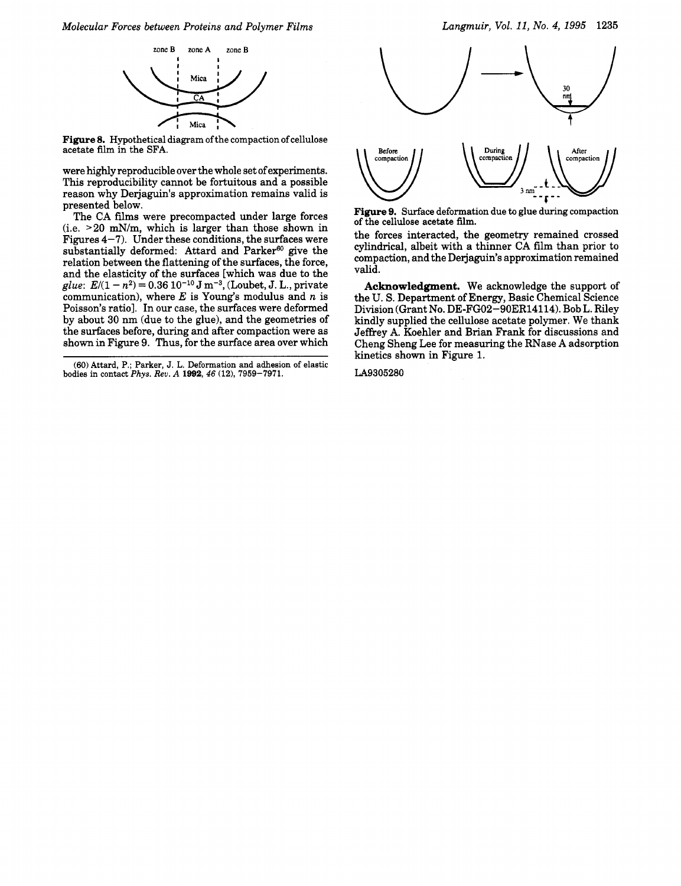zone B zone A zone B

Mica

CA

Mica

**Figure 8.** Hypothetical diagram of the compaction of cellulose acetate film in the SFA.

were highly reproducible over the whole set of experiments. This reproducibility cannot be fortuitous and a possible reason why Derjaguin's approximation remains valid is presented below.

The CA films were precompacted under large forces (i.e. >20 mN/m, which is larger than those shown in Figures 4–7). Under these conditions, the surfaces were substantially deformed: Attard and Parker[60] give the relation between the flattening of the surfaces, the force, and the elasticity of the surfaces [which was due to the *glue*: $E/(1 - n^2) = 0.36\ 10^{-10}$ J m$^{-3}$, (Loubet, J. L., private communication), where $E$ is Young's modulus and $n$ is Poisson's ratio]. In our case, the surfaces were deformed by about 30 nm (due to the glue), and the geometries of the surfaces before, during and after compaction were as shown in Figure 9. Thus, for the surface area over which the forces interacted, the geometry remained crossed cylindrical, albeit with a thinner CA film than prior to compaction, and the Derjaguin's approximation remained valid.

30 nm

Before compaction

During compaction

After compaction

3 nm

**Figure 9.** Surface deformation due to glue during compaction of the cellulose acetate film.

**Acknowledgment.** We acknowledge the support of the U. S. Department of Energy, Basic Chemical Science Division (Grant No. DE-FG02-90ER14114). Bob L. Riley kindly supplied the cellulose acetate polymer. We thank Jeffrey A. Koehler and Brian Frank for discussions and Cheng Sheng Lee for measuring the RNase A adsorption kinetics shown in Figure 1.

LA9305280

(60) Attard, P.; Parker, J. L. Deformation and adhesion of elastic bodies in contact *Phys. Rev. A* **1992**, *46* (12), 7959–7971.